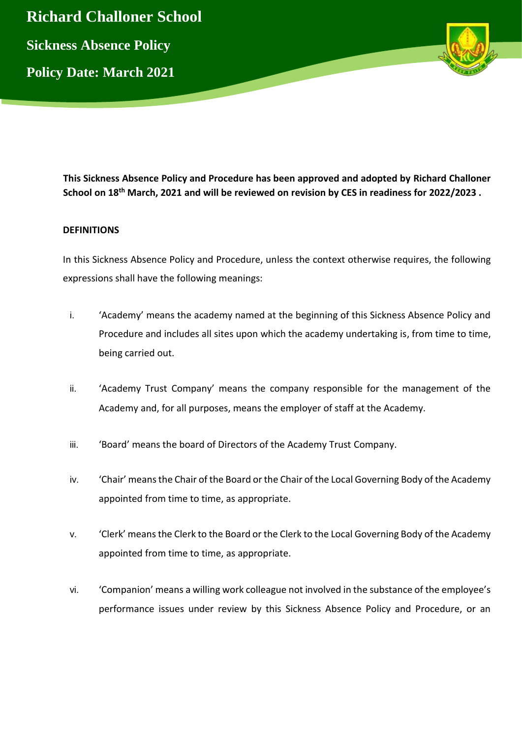# Richard Challoner School

## Sickness Absence Policy

## Policy Date: March 2021

**This Sickness Absence Policy and Procedure has been approved and adopted by Richard Challoner School on 18th March, 2021 and will be reviewed on revision by CES in readiness for 2022/2023 .**

**DEFINITIONS**

In this Sickness Absence Policy and Procedure, unless the context otherwise requires, the following expressions shall have the following meanings:

i. 'Academy' means the academy named at the beginning of this Sickness Absence Policy and Procedure and includes all sites upon which the academy undertaking is, from time to time, being carried out.

ii. 'Academy Trust Company' means the company responsible for the management of the Academy and, for all purposes, means the employer of staff at the Academy.

iii. 'Board' means the board of Directors of the Academy Trust Company.

iv. 'Chair' means the Chair of the Board or the Chair of the Local Governing Body of the Academy appointed from time to time, as appropriate.

v. 'Clerk' means the Clerk to the Board or the Clerk to the Local Governing Body of the Academy appointed from time to time, as appropriate.

vi. 'Companion' means a willing work colleague not involved in the substance of the employee's performance issues under review by this Sickness Absence Policy and Procedure, or an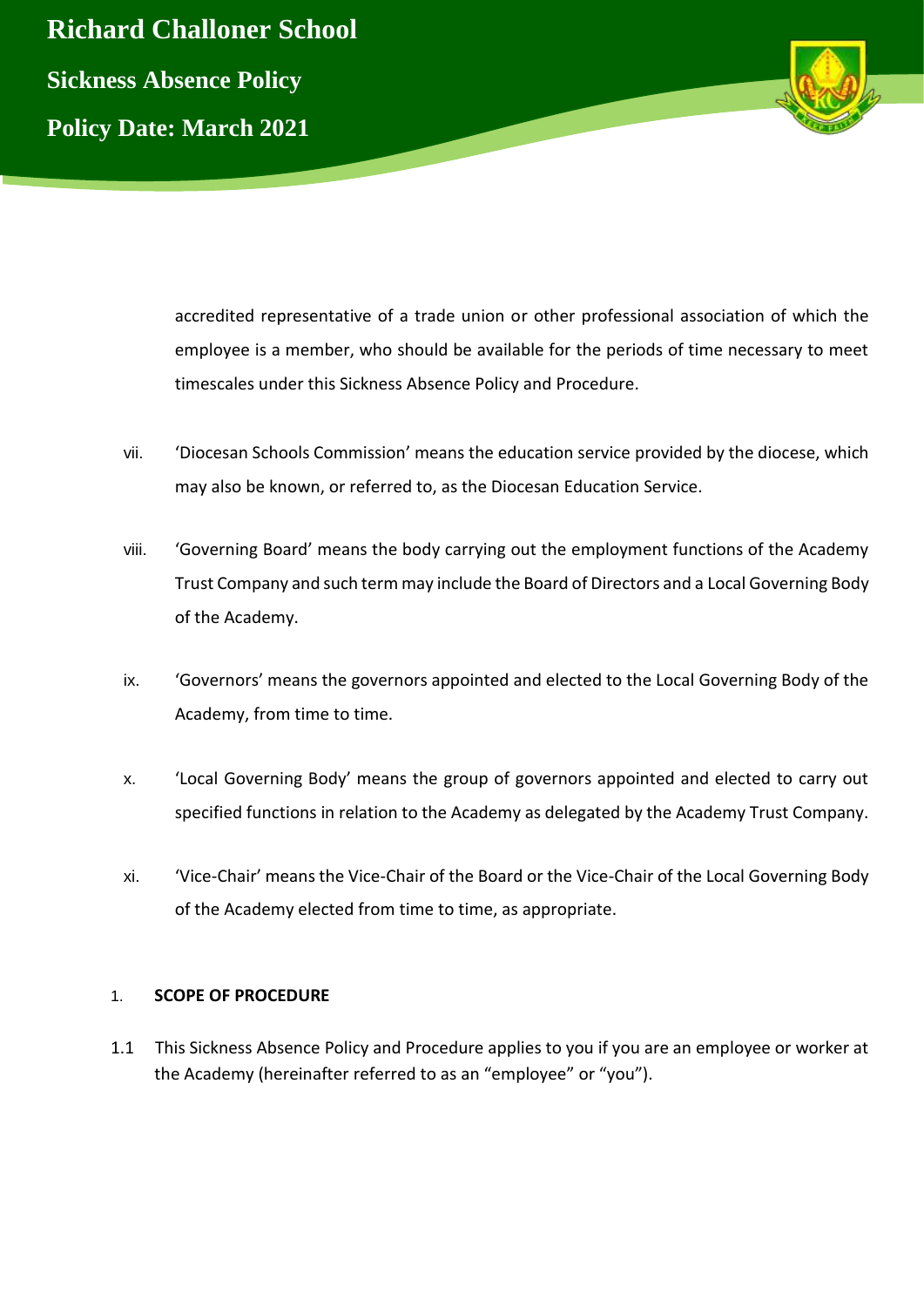accredited representative of a trade union or other professional association of which the employee is a member, who should be available for the periods of time necessary to meet timescales under this Sickness Absence Policy and Procedure.

vii. 'Diocesan Schools Commission' means the education service provided by the diocese, which may also be known, or referred to, as the Diocesan Education Service.

viii. 'Governing Board' means the body carrying out the employment functions of the Academy Trust Company and such term may include the Board of Directors and a Local Governing Body of the Academy.

ix. 'Governors' means the governors appointed and elected to the Local Governing Body of the Academy, from time to time.

x. 'Local Governing Body' means the group of governors appointed and elected to carry out specified functions in relation to the Academy as delegated by the Academy Trust Company.

xi. 'Vice-Chair' means the Vice-Chair of the Board or the Vice-Chair of the Local Governing Body of the Academy elected from time to time, as appropriate.

## 1. SCOPE OF PROCEDURE

1.1 This Sickness Absence Policy and Procedure applies to you if you are an employee or worker at the Academy (hereinafter referred to as an "employee" or "you").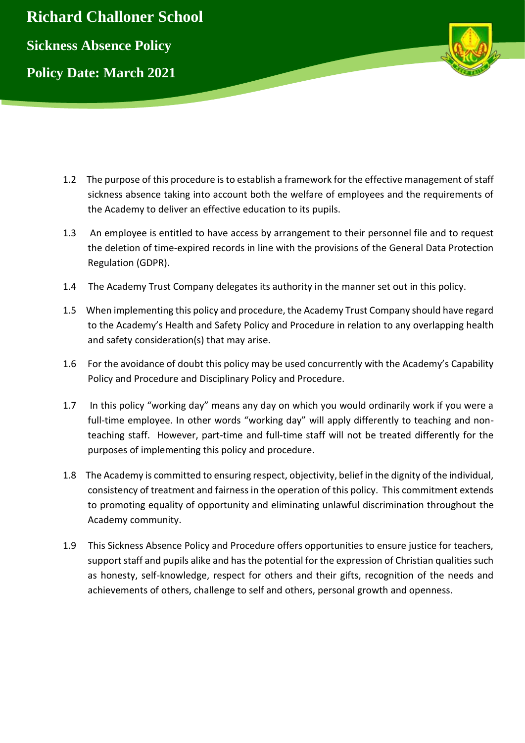1.2 The purpose of this procedure is to establish a framework for the effective management of staff sickness absence taking into account both the welfare of employees and the requirements of the Academy to deliver an effective education to its pupils.

1.3 An employee is entitled to have access by arrangement to their personnel file and to request the deletion of time-expired records in line with the provisions of the General Data Protection Regulation (GDPR).

1.4 The Academy Trust Company delegates its authority in the manner set out in this policy.

1.5 When implementing this policy and procedure, the Academy Trust Company should have regard to the Academy's Health and Safety Policy and Procedure in relation to any overlapping health and safety consideration(s) that may arise.

1.6 For the avoidance of doubt this policy may be used concurrently with the Academy's Capability Policy and Procedure and Disciplinary Policy and Procedure.

1.7 In this policy "working day" means any day on which you would ordinarily work if you were a full-time employee. In other words "working day" will apply differently to teaching and non-teaching staff. However, part-time and full-time staff will not be treated differently for the purposes of implementing this policy and procedure.

1.8 The Academy is committed to ensuring respect, objectivity, belief in the dignity of the individual, consistency of treatment and fairness in the operation of this policy. This commitment extends to promoting equality of opportunity and eliminating unlawful discrimination throughout the Academy community.

1.9 This Sickness Absence Policy and Procedure offers opportunities to ensure justice for teachers, support staff and pupils alike and has the potential for the expression of Christian qualities such as honesty, self-knowledge, respect for others and their gifts, recognition of the needs and achievements of others, challenge to self and others, personal growth and openness.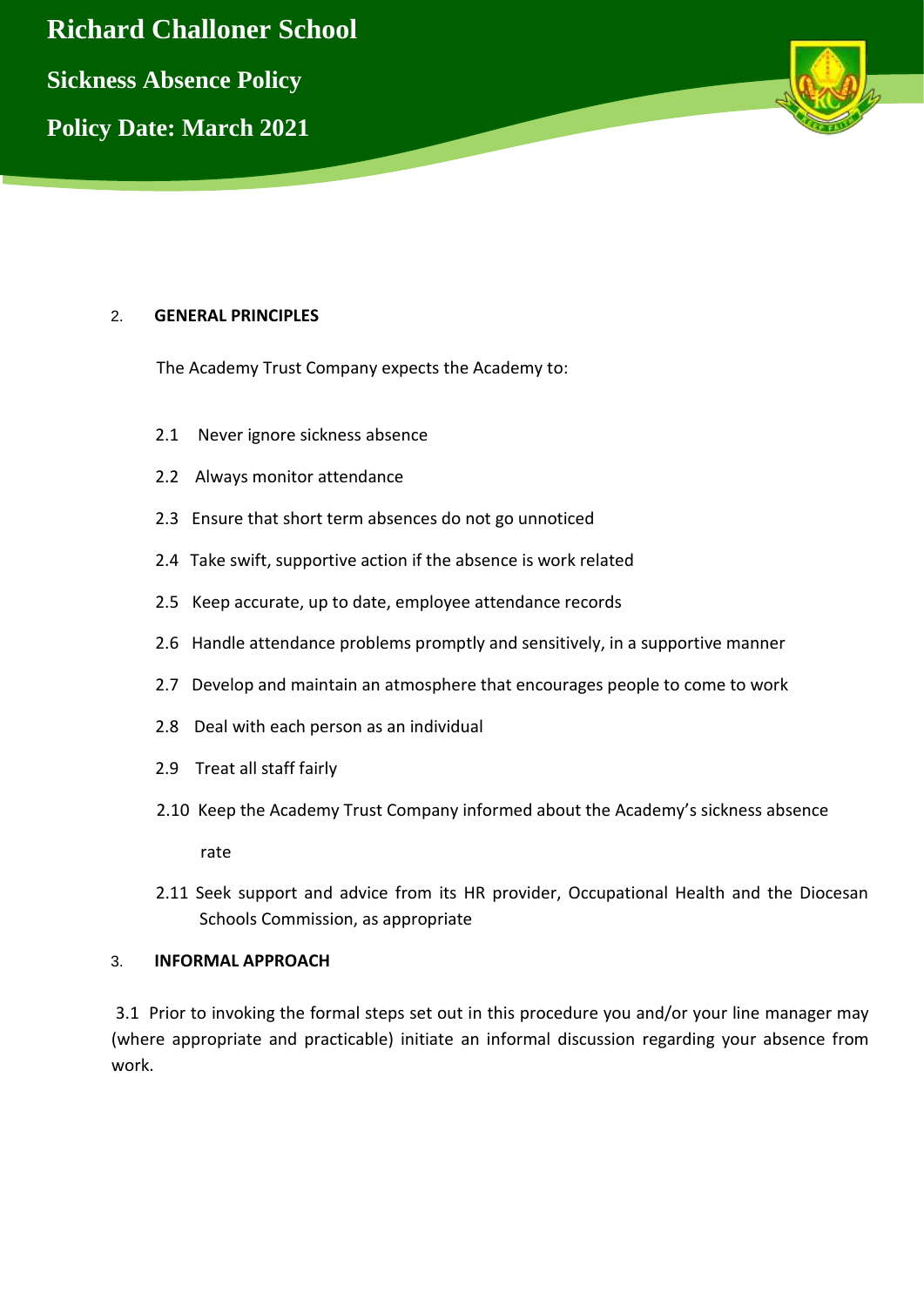## 2. GENERAL PRINCIPLES

The Academy Trust Company expects the Academy to:

2.1 Never ignore sickness absence

2.2 Always monitor attendance

2.3 Ensure that short term absences do not go unnoticed

2.4 Take swift, supportive action if the absence is work related

2.5 Keep accurate, up to date, employee attendance records

2.6 Handle attendance problems promptly and sensitively, in a supportive manner

2.7 Develop and maintain an atmosphere that encourages people to come to work

2.8 Deal with each person as an individual

2.9 Treat all staff fairly

2.10 Keep the Academy Trust Company informed about the Academy's sickness absence rate

2.11 Seek support and advice from its HR provider, Occupational Health and the Diocesan Schools Commission, as appropriate

## 3. INFORMAL APPROACH

3.1 Prior to invoking the formal steps set out in this procedure you and/or your line manager may (where appropriate and practicable) initiate an informal discussion regarding your absence from work.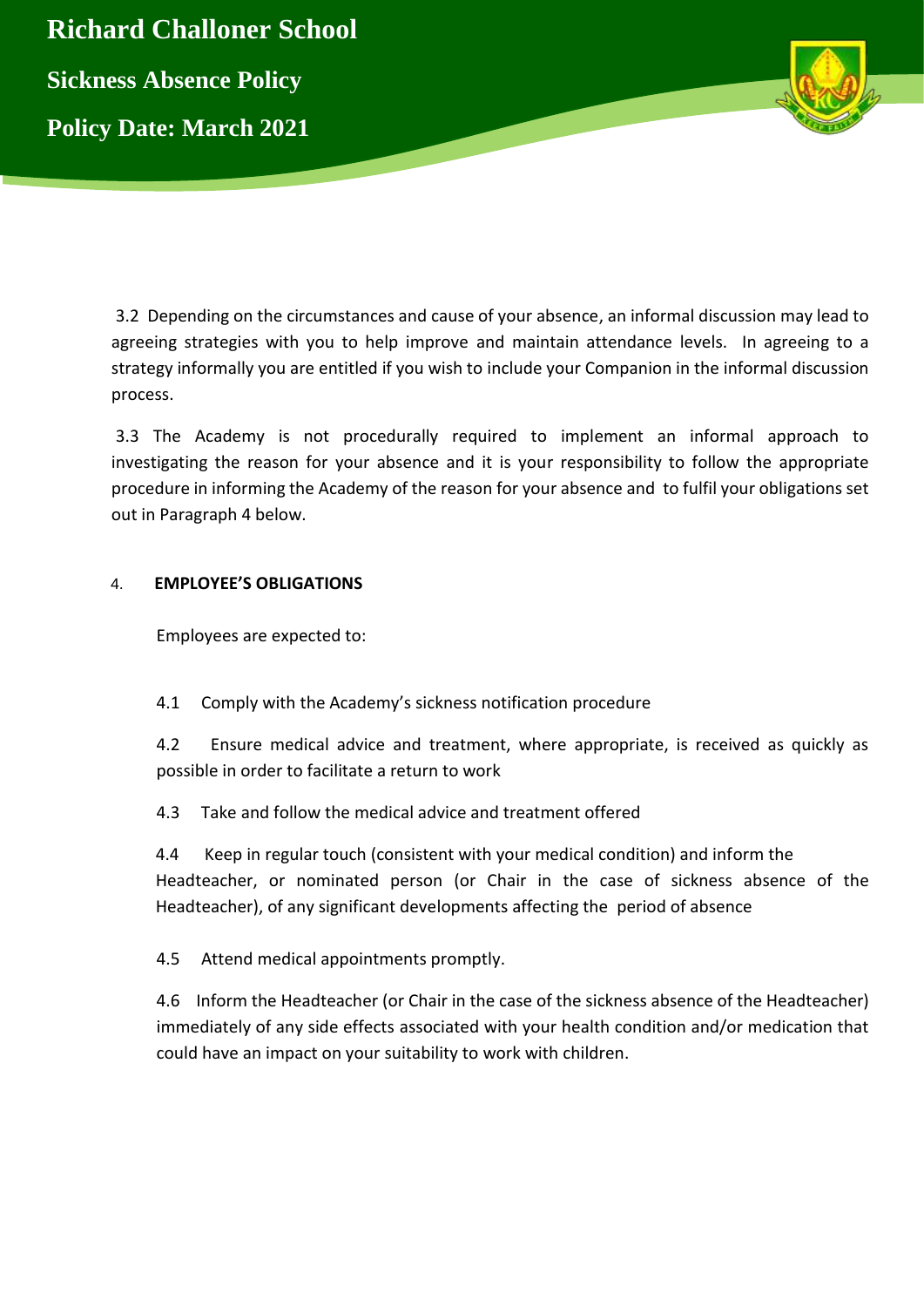3.2 Depending on the circumstances and cause of your absence, an informal discussion may lead to agreeing strategies with you to help improve and maintain attendance levels. In agreeing to a strategy informally you are entitled if you wish to include your Companion in the informal discussion process.

3.3 The Academy is not procedurally required to implement an informal approach to investigating the reason for your absence and it is your responsibility to follow the appropriate procedure in informing the Academy of the reason for your absence and to fulfil your obligations set out in Paragraph 4 below.

## 4. EMPLOYEE'S OBLIGATIONS

Employees are expected to:

4.1 Comply with the Academy's sickness notification procedure

4.2 Ensure medical advice and treatment, where appropriate, is received as quickly as possible in order to facilitate a return to work

4.3 Take and follow the medical advice and treatment offered

4.4 Keep in regular touch (consistent with your medical condition) and inform the Headteacher, or nominated person (or Chair in the case of sickness absence of the Headteacher), of any significant developments affecting the period of absence

4.5 Attend medical appointments promptly.

4.6 Inform the Headteacher (or Chair in the case of the sickness absence of the Headteacher) immediately of any side effects associated with your health condition and/or medication that could have an impact on your suitability to work with children.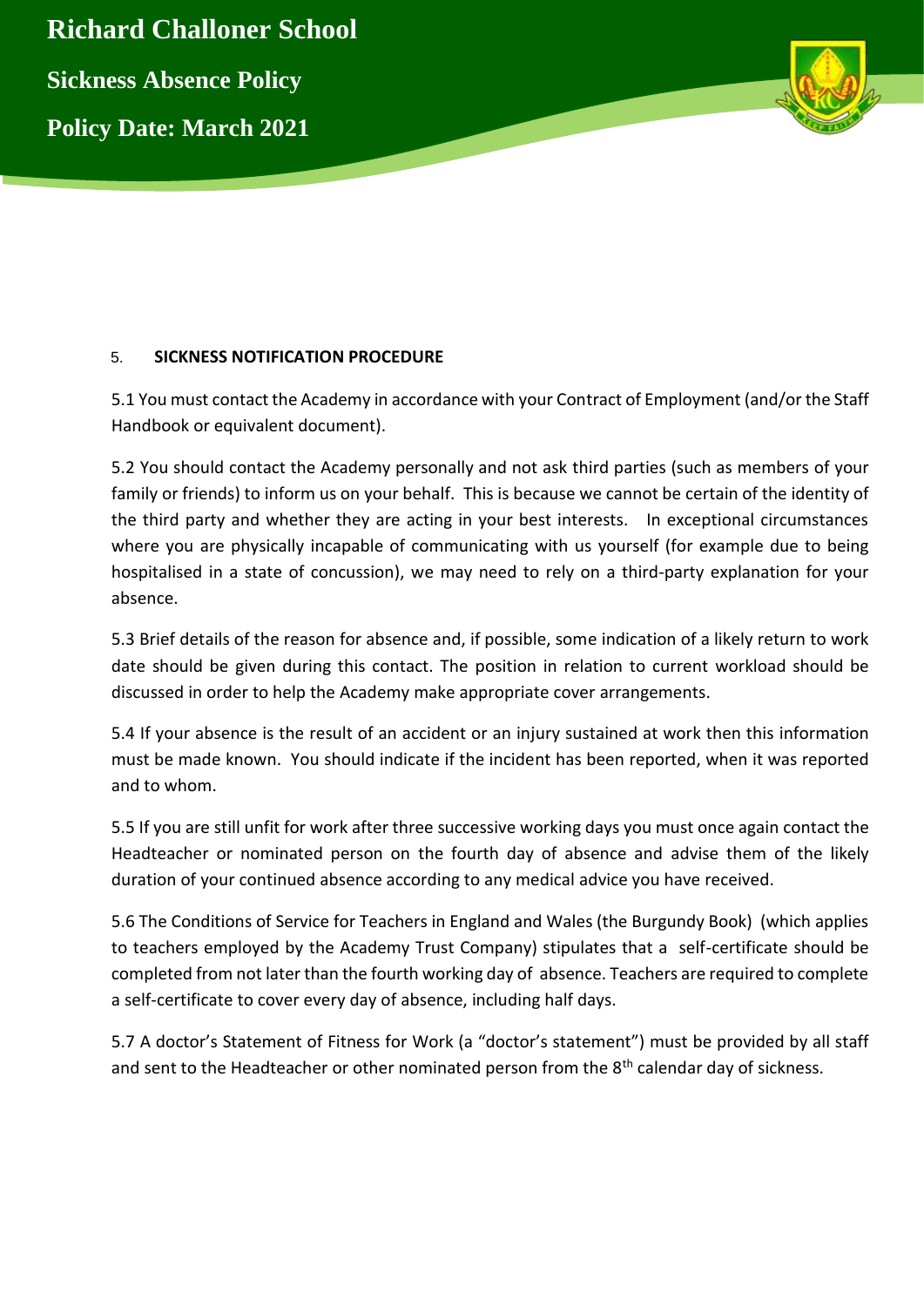## 5. SICKNESS NOTIFICATION PROCEDURE

5.1 You must contact the Academy in accordance with your Contract of Employment (and/or the Staff Handbook or equivalent document).

5.2 You should contact the Academy personally and not ask third parties (such as members of your family or friends) to inform us on your behalf. This is because we cannot be certain of the identity of the third party and whether they are acting in your best interests. In exceptional circumstances where you are physically incapable of communicating with us yourself (for example due to being hospitalised in a state of concussion), we may need to rely on a third-party explanation for your absence.

5.3 Brief details of the reason for absence and, if possible, some indication of a likely return to work date should be given during this contact. The position in relation to current workload should be discussed in order to help the Academy make appropriate cover arrangements.

5.4 If your absence is the result of an accident or an injury sustained at work then this information must be made known. You should indicate if the incident has been reported, when it was reported and to whom.

5.5 If you are still unfit for work after three successive working days you must once again contact the Headteacher or nominated person on the fourth day of absence and advise them of the likely duration of your continued absence according to any medical advice you have received.

5.6 The Conditions of Service for Teachers in England and Wales (the Burgundy Book) (which applies to teachers employed by the Academy Trust Company) stipulates that a self-certificate should be completed from not later than the fourth working day of absence. Teachers are required to complete a self-certificate to cover every day of absence, including half days.

5.7 A doctor's Statement of Fitness for Work (a "doctor's statement") must be provided by all staff and sent to the Headteacher or other nominated person from the 8th calendar day of sickness.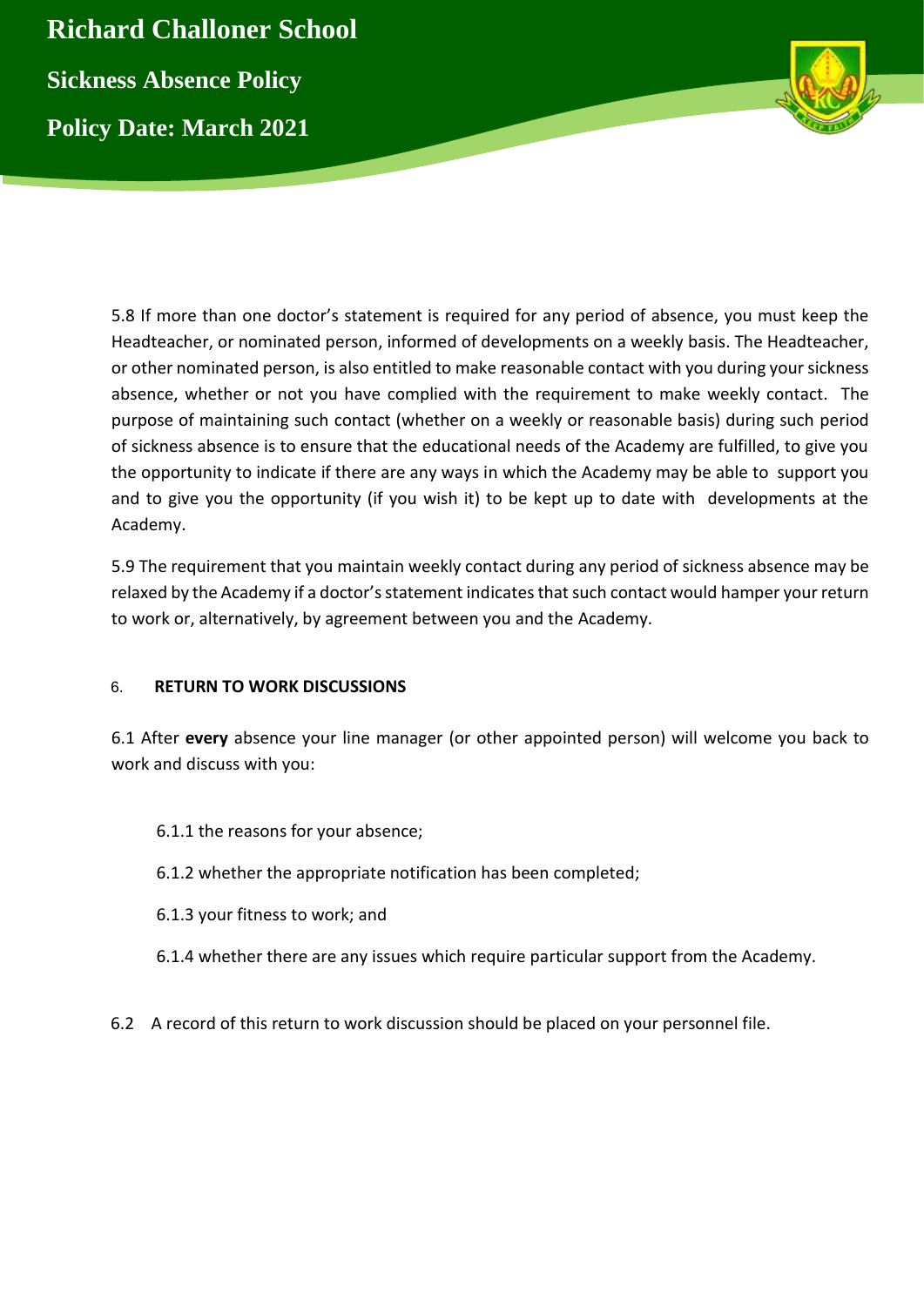5.8 If more than one doctor's statement is required for any period of absence, you must keep the Headteacher, or nominated person, informed of developments on a weekly basis. The Headteacher, or other nominated person, is also entitled to make reasonable contact with you during your sickness absence, whether or not you have complied with the requirement to make weekly contact. The purpose of maintaining such contact (whether on a weekly or reasonable basis) during such period of sickness absence is to ensure that the educational needs of the Academy are fulfilled, to give you the opportunity to indicate if there are any ways in which the Academy may be able to support you and to give you the opportunity (if you wish it) to be kept up to date with developments at the Academy.

5.9 The requirement that you maintain weekly contact during any period of sickness absence may be relaxed by the Academy if a doctor's statement indicates that such contact would hamper your return to work or, alternatively, by agreement between you and the Academy.

## 6. RETURN TO WORK DISCUSSIONS

6.1 After **every** absence your line manager (or other appointed person) will welcome you back to work and discuss with you:

6.1.1 the reasons for your absence;

6.1.2 whether the appropriate notification has been completed;

6.1.3 your fitness to work; and

6.1.4 whether there are any issues which require particular support from the Academy.

6.2 A record of this return to work discussion should be placed on your personnel file.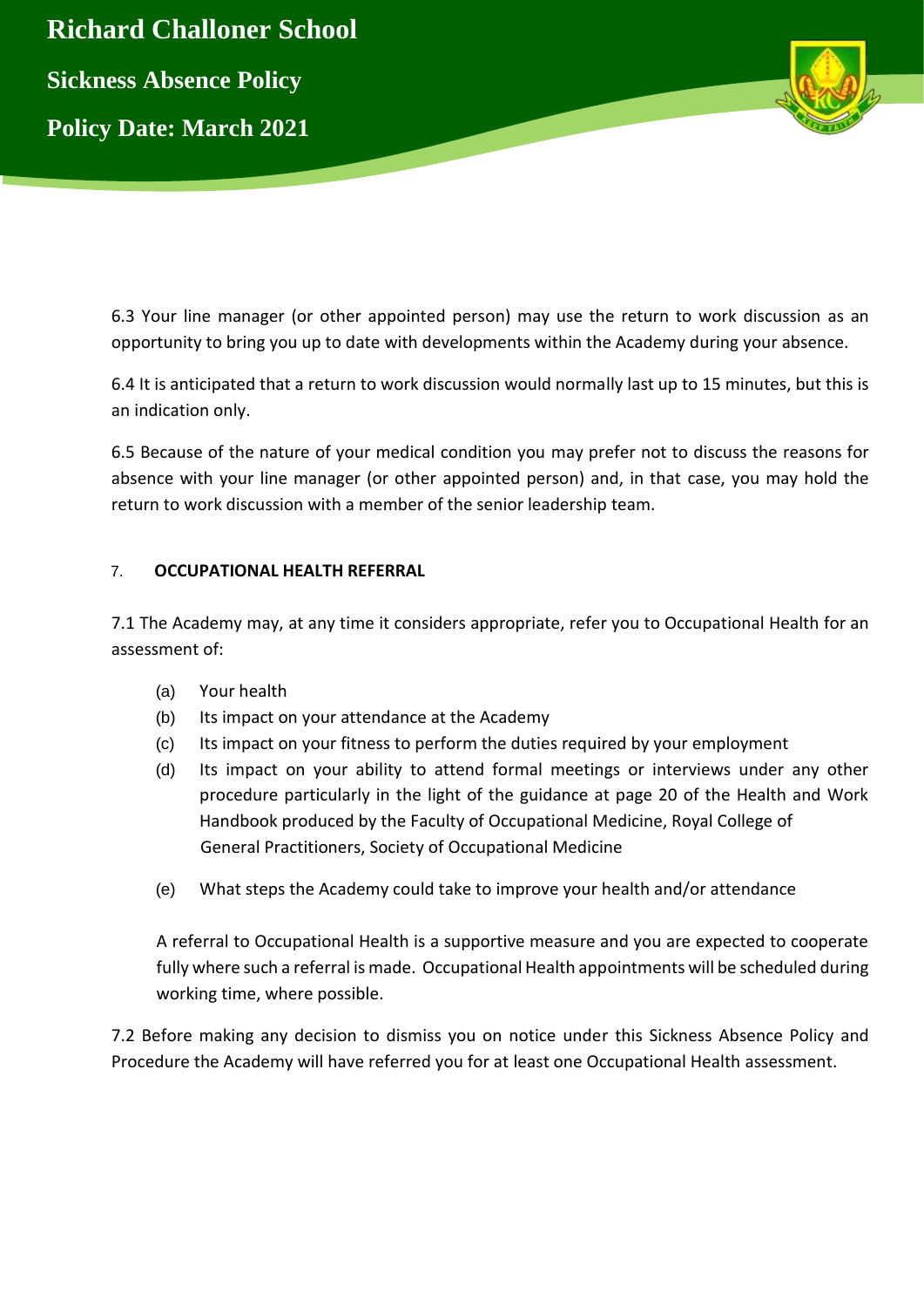6.3 Your line manager (or other appointed person) may use the return to work discussion as an opportunity to bring you up to date with developments within the Academy during your absence.

6.4 It is anticipated that a return to work discussion would normally last up to 15 minutes, but this is an indication only.

6.5 Because of the nature of your medical condition you may prefer not to discuss the reasons for absence with your line manager (or other appointed person) and, in that case, you may hold the return to work discussion with a member of the senior leadership team.

## 7. OCCUPATIONAL HEALTH REFERRAL

7.1 The Academy may, at any time it considers appropriate, refer you to Occupational Health for an assessment of:

(a) Your health
(b) Its impact on your attendance at the Academy
(c) Its impact on your fitness to perform the duties required by your employment
(d) Its impact on your ability to attend formal meetings or interviews under any other procedure particularly in the light of the guidance at page 20 of the Health and Work Handbook produced by the Faculty of Occupational Medicine, Royal College of General Practitioners, Society of Occupational Medicine
(e) What steps the Academy could take to improve your health and/or attendance

A referral to Occupational Health is a supportive measure and you are expected to cooperate fully where such a referral is made. Occupational Health appointments will be scheduled during working time, where possible.

7.2 Before making any decision to dismiss you on notice under this Sickness Absence Policy and Procedure the Academy will have referred you for at least one Occupational Health assessment.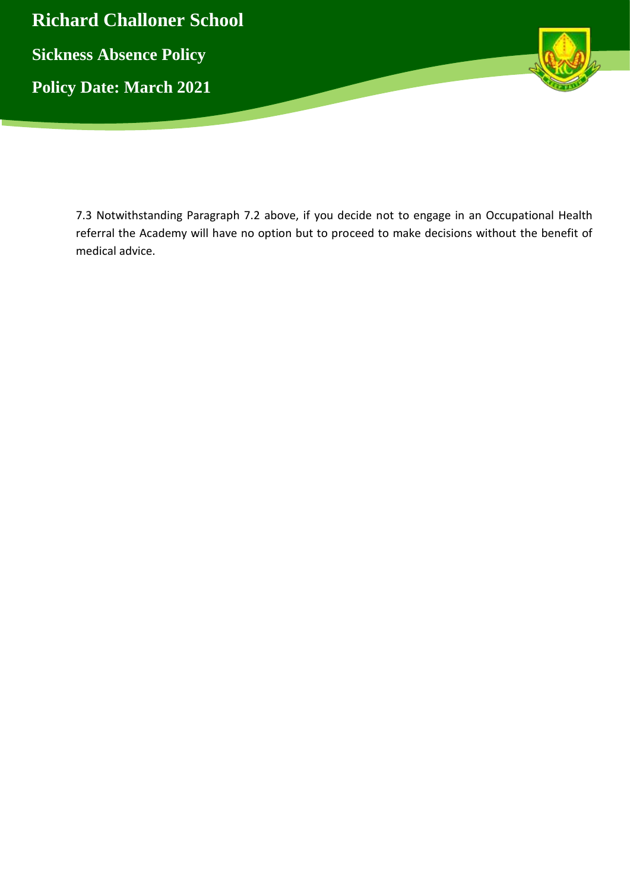7.3 Notwithstanding Paragraph 7.2 above, if you decide not to engage in an Occupational Health referral the Academy will have no option but to proceed to make decisions without the benefit of medical advice.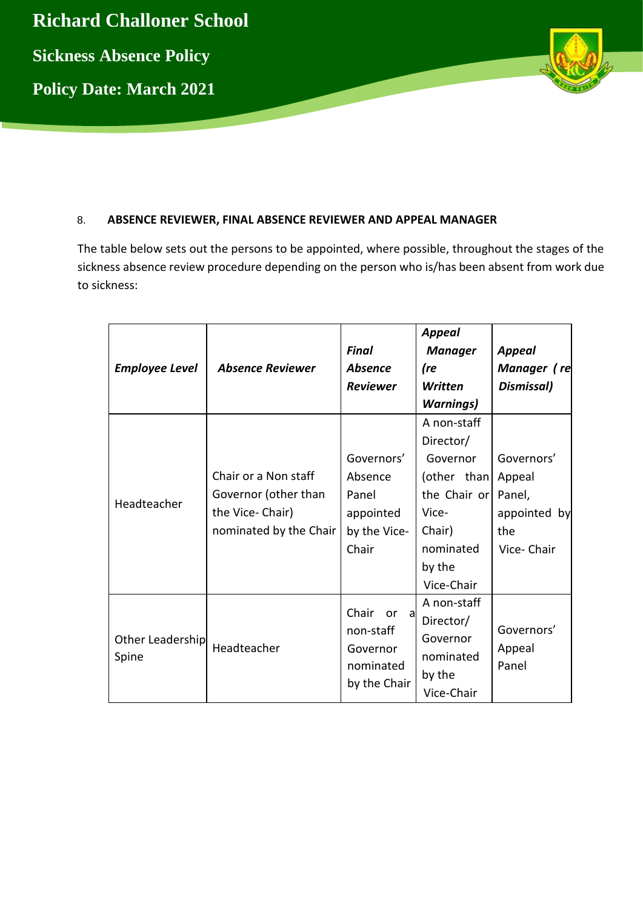## 8. ABSENCE REVIEWER, FINAL ABSENCE REVIEWER AND APPEAL MANAGER

The table below sets out the persons to be appointed, where possible, throughout the stages of the sickness absence review procedure depending on the person who is/has been absent from work due to sickness:

| *Employee Level* | *Absence Reviewer* | *Final Absence Reviewer* | *Appeal Manager (re Written Warnings)* | *Appeal Manager (re Dismissal)* |
|---|---|---|---|---|
| Headteacher | Chair or a Non staff Governor (other than the Vice- Chair) nominated by the Chair | Governors' Absence Panel appointed by the Vice-Chair | A non-staff Director/ Governor (other than the Chair or Vice-Chair) nominated by the Vice-Chair | Governors' Appeal Panel, appointed by the Vice- Chair |
| Other Leadership Spine | Headteacher | Chair or a non-staff Governor nominated by the Chair | A non-staff Director/ Governor nominated by the Vice-Chair | Governors' Appeal Panel |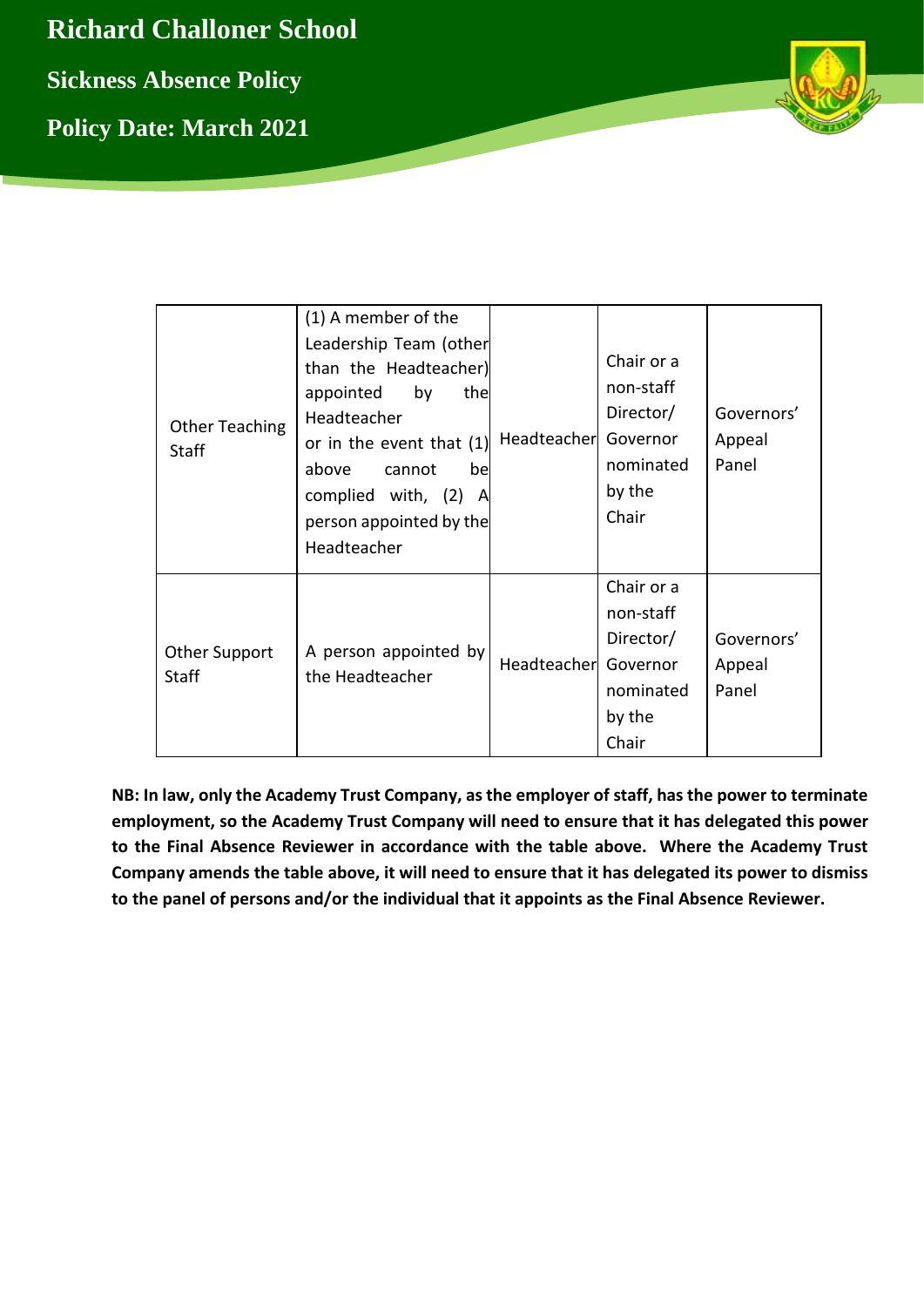| Other Teaching Staff | (1) A member of the Leadership Team (other than the Headteacher) appointed by the Headteacher or in the event that (1) above cannot be complied with, (2) A person appointed by the Headteacher | Headteacher | Chair or a non-staff Director/ Governor nominated by the Chair | Governors' Appeal Panel |
|---|---|---|---|---|
| Other Support Staff | A person appointed by the Headteacher | Headteacher | Chair or a non-staff Director/ Governor nominated by the Chair | Governors' Appeal Panel |

**NB: In law, only the Academy Trust Company, as the employer of staff, has the power to terminate employment, so the Academy Trust Company will need to ensure that it has delegated this power to the Final Absence Reviewer in accordance with the table above. Where the Academy Trust Company amends the table above, it will need to ensure that it has delegated its power to dismiss to the panel of persons and/or the individual that it appoints as the Final Absence Reviewer.**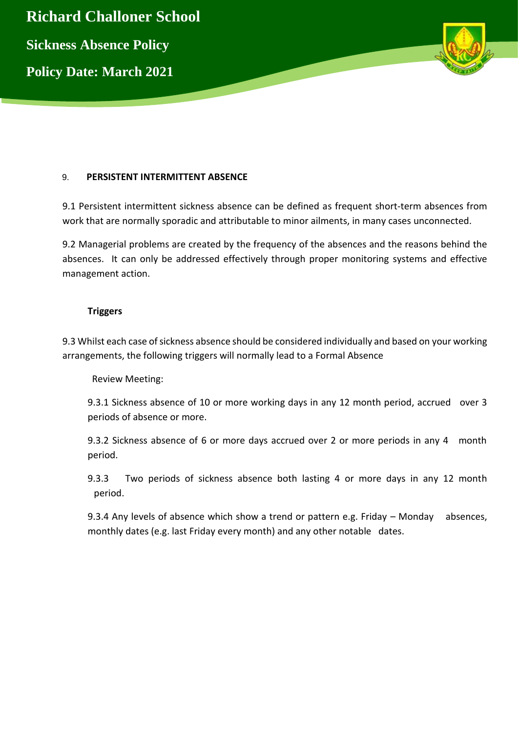## 9. PERSISTENT INTERMITTENT ABSENCE

9.1 Persistent intermittent sickness absence can be defined as frequent short-term absences from work that are normally sporadic and attributable to minor ailments, in many cases unconnected.

9.2 Managerial problems are created by the frequency of the absences and the reasons behind the absences. It can only be addressed effectively through proper monitoring systems and effective management action.

### Triggers

9.3 Whilst each case of sickness absence should be considered individually and based on your working arrangements, the following triggers will normally lead to a Formal Absence Review Meeting:

9.3.1 Sickness absence of 10 or more working days in any 12 month period, accrued over 3 periods of absence or more.

9.3.2 Sickness absence of 6 or more days accrued over 2 or more periods in any 4 month period.

9.3.3 Two periods of sickness absence both lasting 4 or more days in any 12 month period.

9.3.4 Any levels of absence which show a trend or pattern e.g. Friday – Monday absences, monthly dates (e.g. last Friday every month) and any other notable dates.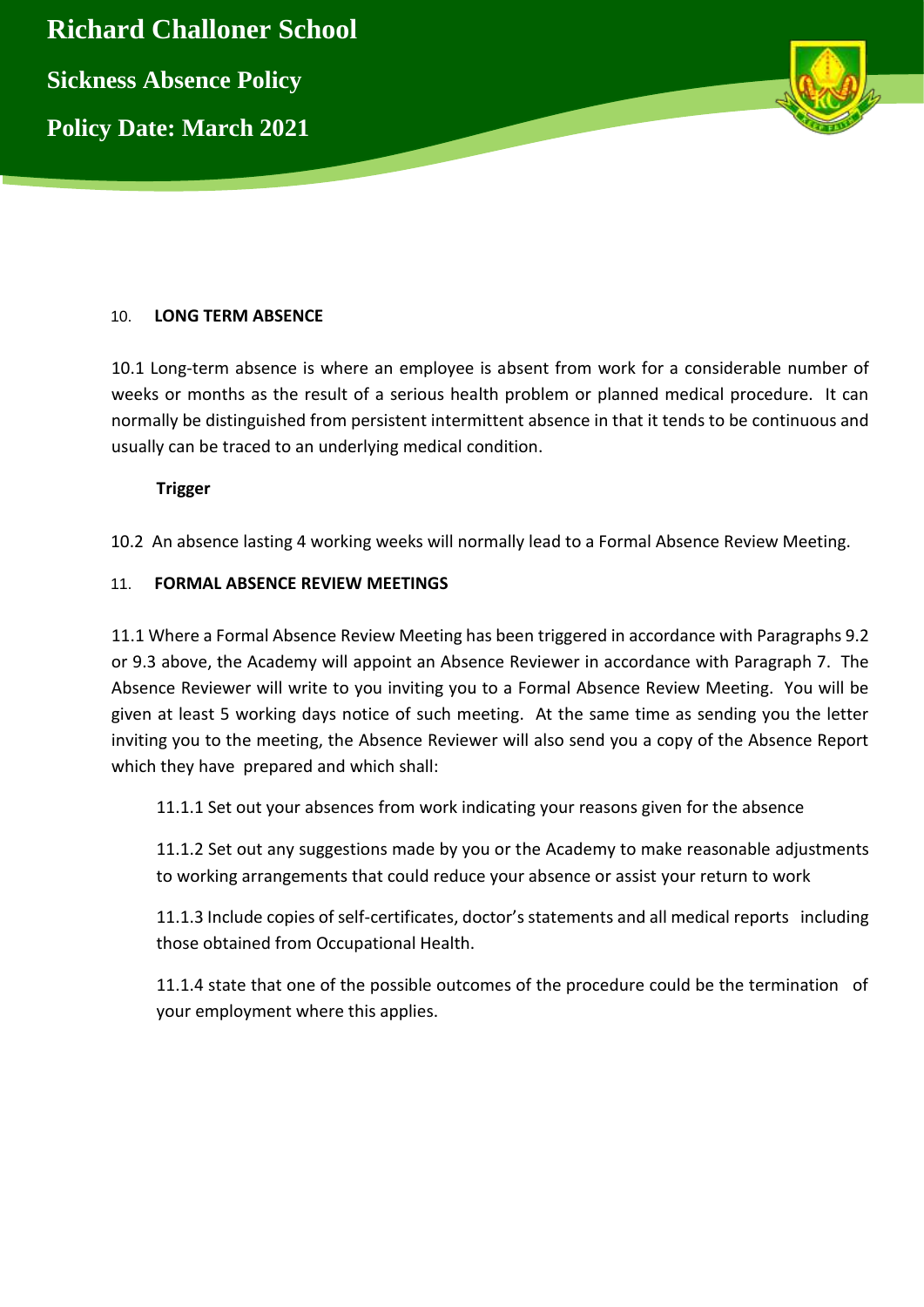10. **LONG TERM ABSENCE**

10.1 Long-term absence is where an employee is absent from work for a considerable number of weeks or months as the result of a serious health problem or planned medical procedure. It can normally be distinguished from persistent intermittent absence in that it tends to be continuous and usually can be traced to an underlying medical condition.

**Trigger**

10.2 An absence lasting 4 working weeks will normally lead to a Formal Absence Review Meeting.

11. **FORMAL ABSENCE REVIEW MEETINGS**

11.1 Where a Formal Absence Review Meeting has been triggered in accordance with Paragraphs 9.2 or 9.3 above, the Academy will appoint an Absence Reviewer in accordance with Paragraph 7. The Absence Reviewer will write to you inviting you to a Formal Absence Review Meeting. You will be given at least 5 working days notice of such meeting. At the same time as sending you the letter inviting you to the meeting, the Absence Reviewer will also send you a copy of the Absence Report which they have prepared and which shall:

11.1.1 Set out your absences from work indicating your reasons given for the absence

11.1.2 Set out any suggestions made by you or the Academy to make reasonable adjustments to working arrangements that could reduce your absence or assist your return to work

11.1.3 Include copies of self-certificates, doctor's statements and all medical reports including those obtained from Occupational Health.

11.1.4 state that one of the possible outcomes of the procedure could be the termination of your employment where this applies.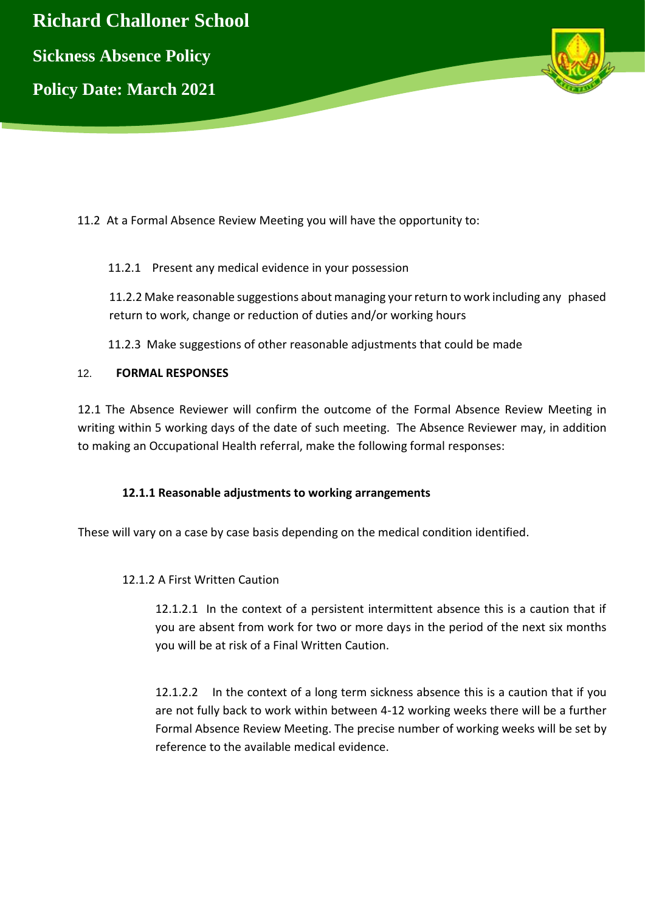11.2 At a Formal Absence Review Meeting you will have the opportunity to:

11.2.1 Present any medical evidence in your possession

11.2.2 Make reasonable suggestions about managing your return to work including any phased return to work, change or reduction of duties and/or working hours

11.2.3 Make suggestions of other reasonable adjustments that could be made

## 12. FORMAL RESPONSES

12.1 The Absence Reviewer will confirm the outcome of the Formal Absence Review Meeting in writing within 5 working days of the date of such meeting. The Absence Reviewer may, in addition to making an Occupational Health referral, make the following formal responses:

**12.1.1 Reasonable adjustments to working arrangements**

These will vary on a case by case basis depending on the medical condition identified.

12.1.2 A First Written Caution

12.1.2.1 In the context of a persistent intermittent absence this is a caution that if you are absent from work for two or more days in the period of the next six months you will be at risk of a Final Written Caution.

12.1.2.2 In the context of a long term sickness absence this is a caution that if you are not fully back to work within between 4-12 working weeks there will be a further Formal Absence Review Meeting. The precise number of working weeks will be set by reference to the available medical evidence.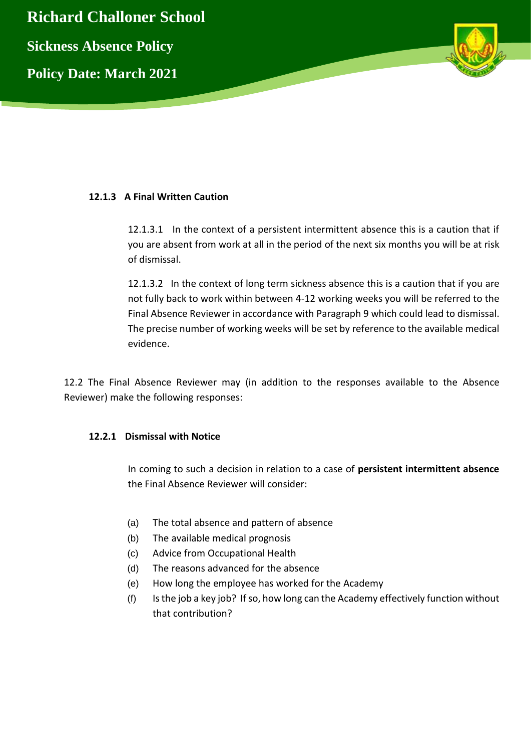#### 12.1.3 A Final Written Caution

12.1.3.1 In the context of a persistent intermittent absence this is a caution that if you are absent from work at all in the period of the next six months you will be at risk of dismissal.

12.1.3.2 In the context of long term sickness absence this is a caution that if you are not fully back to work within between 4-12 working weeks you will be referred to the Final Absence Reviewer in accordance with Paragraph 9 which could lead to dismissal. The precise number of working weeks will be set by reference to the available medical evidence.

12.2 The Final Absence Reviewer may (in addition to the responses available to the Absence Reviewer) make the following responses:

#### 12.2.1 Dismissal with Notice

In coming to such a decision in relation to a case of **persistent intermittent absence** the Final Absence Reviewer will consider:

(a) The total absence and pattern of absence
(b) The available medical prognosis
(c) Advice from Occupational Health
(d) The reasons advanced for the absence
(e) How long the employee has worked for the Academy
(f) Is the job a key job? If so, how long can the Academy effectively function without that contribution?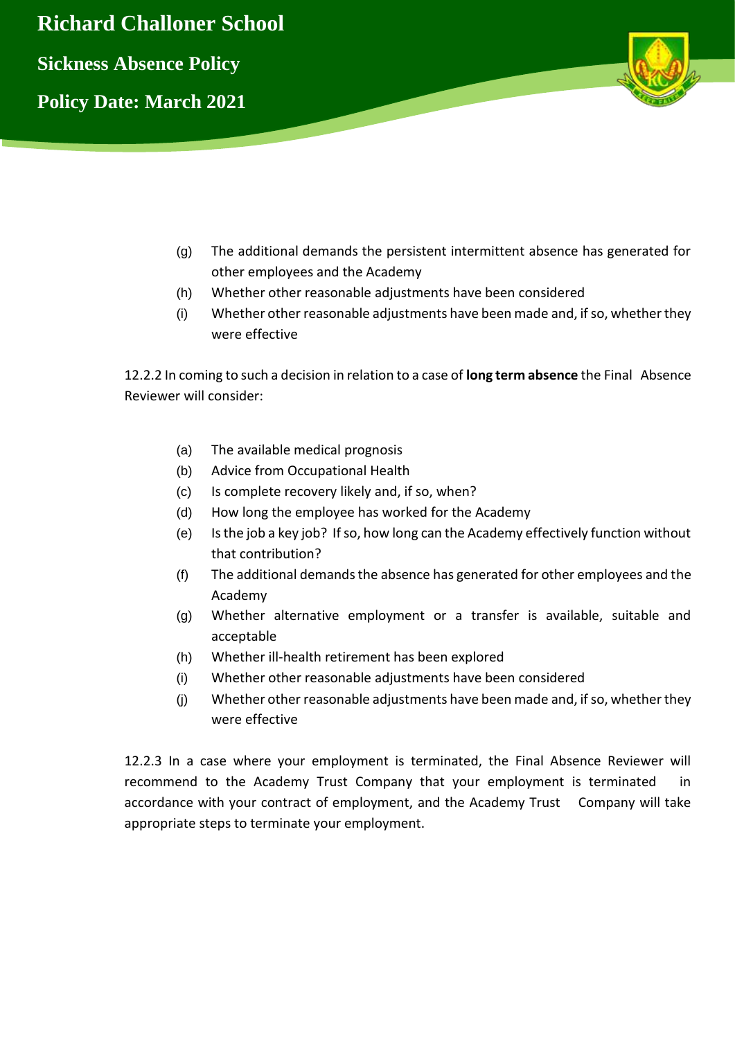(g) The additional demands the persistent intermittent absence has generated for other employees and the Academy

(h) Whether other reasonable adjustments have been considered

(i) Whether other reasonable adjustments have been made and, if so, whether they were effective

12.2.2 In coming to such a decision in relation to a case of **long term absence** the Final Absence Reviewer will consider:

(a) The available medical prognosis

(b) Advice from Occupational Health

(c) Is complete recovery likely and, if so, when?

(d) How long the employee has worked for the Academy

(e) Is the job a key job? If so, how long can the Academy effectively function without that contribution?

(f) The additional demands the absence has generated for other employees and the Academy

(g) Whether alternative employment or a transfer is available, suitable and acceptable

(h) Whether ill-health retirement has been explored

(i) Whether other reasonable adjustments have been considered

(j) Whether other reasonable adjustments have been made and, if so, whether they were effective

12.2.3 In a case where your employment is terminated, the Final Absence Reviewer will recommend to the Academy Trust Company that your employment is terminated in accordance with your contract of employment, and the Academy Trust Company will take appropriate steps to terminate your employment.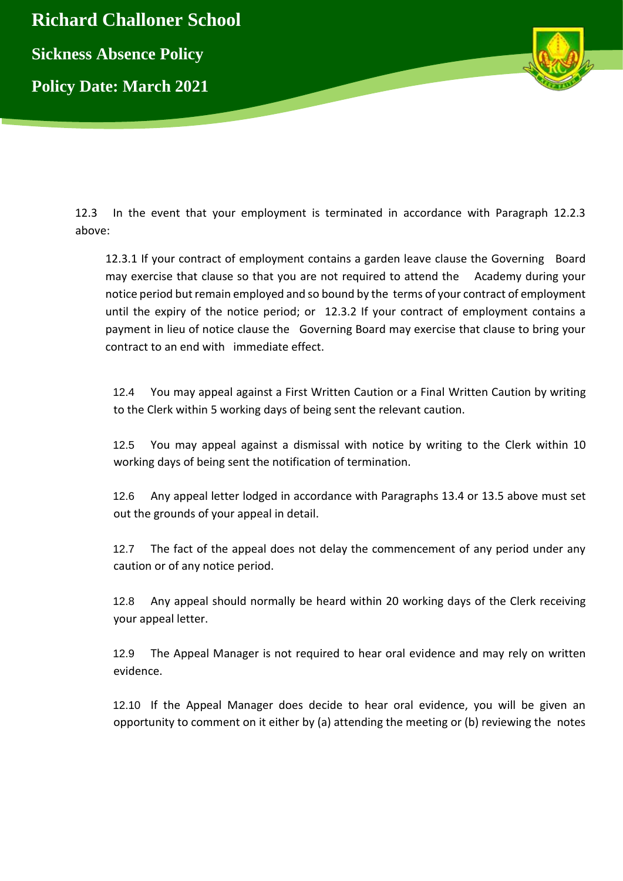12.3 In the event that your employment is terminated in accordance with Paragraph 12.2.3 above:

12.3.1 If your contract of employment contains a garden leave clause the Governing Board may exercise that clause so that you are not required to attend the Academy during your notice period but remain employed and so bound by the terms of your contract of employment until the expiry of the notice period; or 12.3.2 If your contract of employment contains a payment in lieu of notice clause the Governing Board may exercise that clause to bring your contract to an end with immediate effect.

12.4 You may appeal against a First Written Caution or a Final Written Caution by writing to the Clerk within 5 working days of being sent the relevant caution.

12.5 You may appeal against a dismissal with notice by writing to the Clerk within 10 working days of being sent the notification of termination.

12.6 Any appeal letter lodged in accordance with Paragraphs 13.4 or 13.5 above must set out the grounds of your appeal in detail.

12.7 The fact of the appeal does not delay the commencement of any period under any caution or of any notice period.

12.8 Any appeal should normally be heard within 20 working days of the Clerk receiving your appeal letter.

12.9 The Appeal Manager is not required to hear oral evidence and may rely on written evidence.

12.10 If the Appeal Manager does decide to hear oral evidence, you will be given an opportunity to comment on it either by (a) attending the meeting or (b) reviewing the notes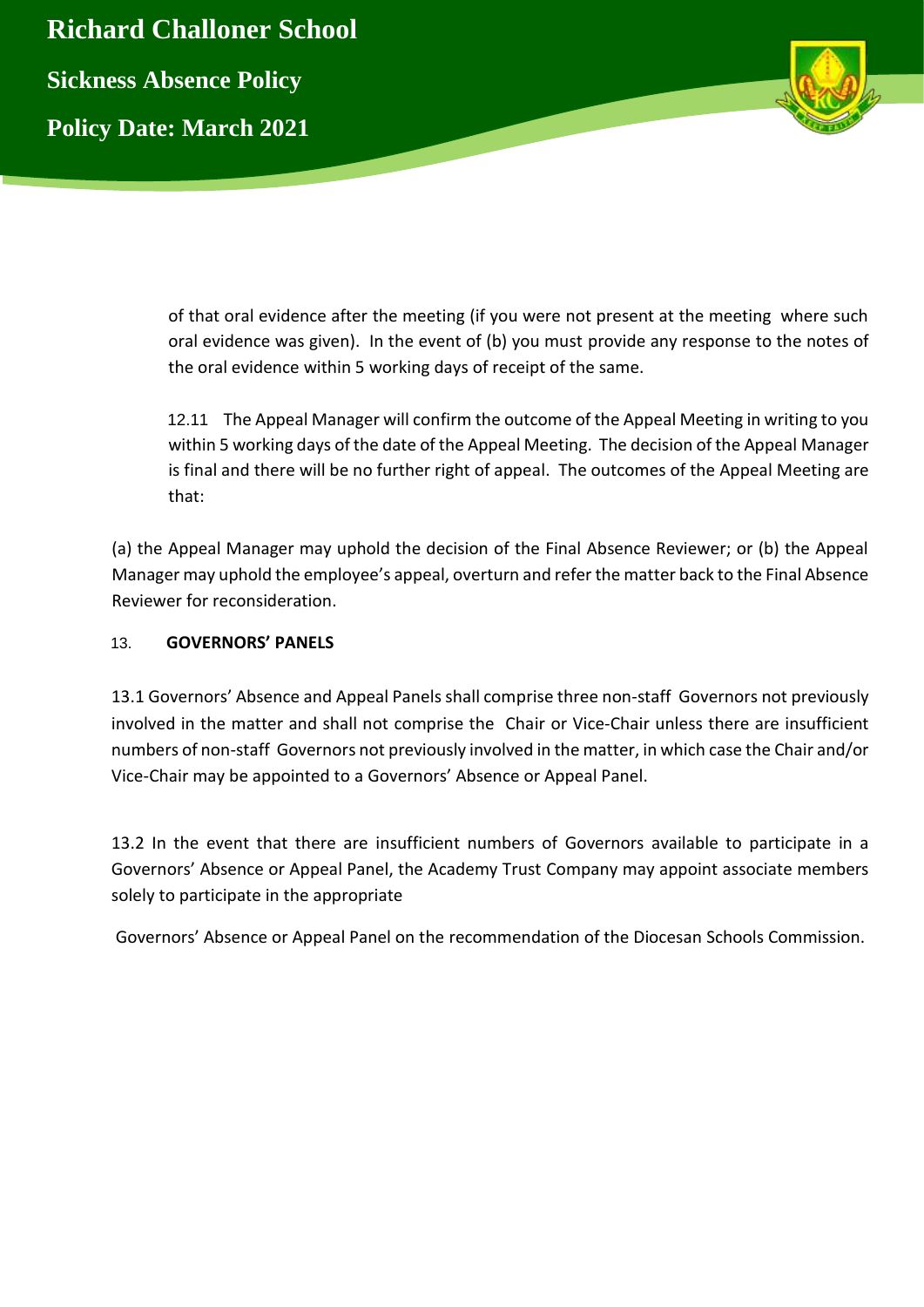of that oral evidence after the meeting (if you were not present at the meeting where such oral evidence was given). In the event of (b) you must provide any response to the notes of the oral evidence within 5 working days of receipt of the same.

12.11 The Appeal Manager will confirm the outcome of the Appeal Meeting in writing to you within 5 working days of the date of the Appeal Meeting. The decision of the Appeal Manager is final and there will be no further right of appeal. The outcomes of the Appeal Meeting are that:

(a) the Appeal Manager may uphold the decision of the Final Absence Reviewer; or (b) the Appeal Manager may uphold the employee's appeal, overturn and refer the matter back to the Final Absence Reviewer for reconsideration.

## 13. GOVERNORS' PANELS

13.1 Governors' Absence and Appeal Panels shall comprise three non-staff Governors not previously involved in the matter and shall not comprise the Chair or Vice-Chair unless there are insufficient numbers of non-staff Governors not previously involved in the matter, in which case the Chair and/or Vice-Chair may be appointed to a Governors' Absence or Appeal Panel.

13.2 In the event that there are insufficient numbers of Governors available to participate in a Governors' Absence or Appeal Panel, the Academy Trust Company may appoint associate members solely to participate in the appropriate

Governors' Absence or Appeal Panel on the recommendation of the Diocesan Schools Commission.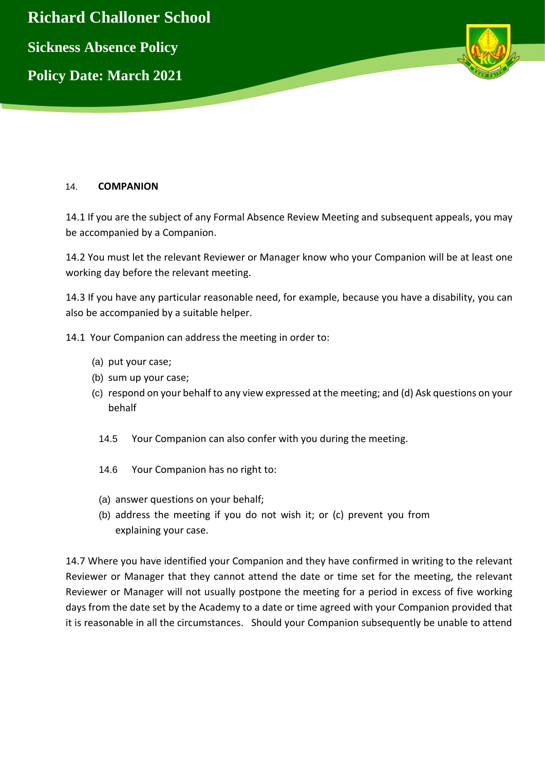## 14. COMPANION

14.1 If you are the subject of any Formal Absence Review Meeting and subsequent appeals, you may be accompanied by a Companion.

14.2 You must let the relevant Reviewer or Manager know who your Companion will be at least one working day before the relevant meeting.

14.3 If you have any particular reasonable need, for example, because you have a disability, you can also be accompanied by a suitable helper.

14.1 Your Companion can address the meeting in order to:

- (a) put your case;
- (b) sum up your case;
- (c) respond on your behalf to any view expressed at the meeting; and (d) Ask questions on your behalf

14.5 Your Companion can also confer with you during the meeting.

14.6 Your Companion has no right to:

- (a) answer questions on your behalf;
- (b) address the meeting if you do not wish it; or (c) prevent you from explaining your case.

14.7 Where you have identified your Companion and they have confirmed in writing to the relevant Reviewer or Manager that they cannot attend the date or time set for the meeting, the relevant Reviewer or Manager will not usually postpone the meeting for a period in excess of five working days from the date set by the Academy to a date or time agreed with your Companion provided that it is reasonable in all the circumstances. Should your Companion subsequently be unable to attend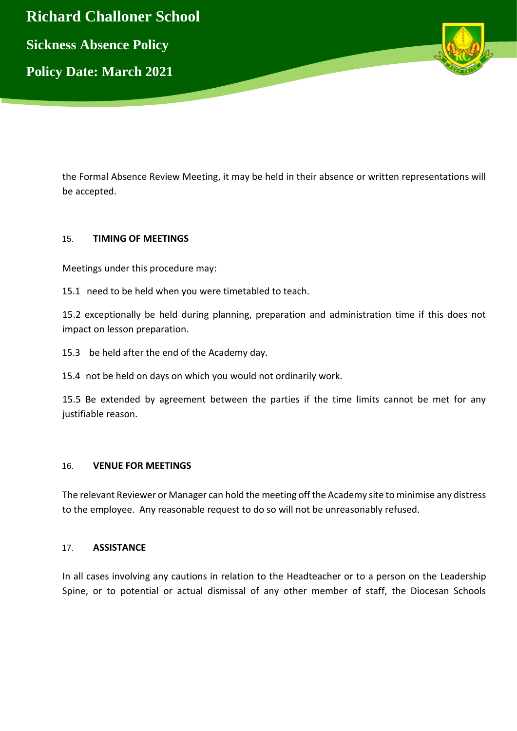the Formal Absence Review Meeting, it may be held in their absence or written representations will be accepted.

## 15. TIMING OF MEETINGS

Meetings under this procedure may:

15.1 need to be held when you were timetabled to teach.

15.2 exceptionally be held during planning, preparation and administration time if this does not impact on lesson preparation.

15.3 be held after the end of the Academy day.

15.4 not be held on days on which you would not ordinarily work.

15.5 Be extended by agreement between the parties if the time limits cannot be met for any justifiable reason.

## 16. VENUE FOR MEETINGS

The relevant Reviewer or Manager can hold the meeting off the Academy site to minimise any distress to the employee. Any reasonable request to do so will not be unreasonably refused.

## 17. ASSISTANCE

In all cases involving any cautions in relation to the Headteacher or to a person on the Leadership Spine, or to potential or actual dismissal of any other member of staff, the Diocesan Schools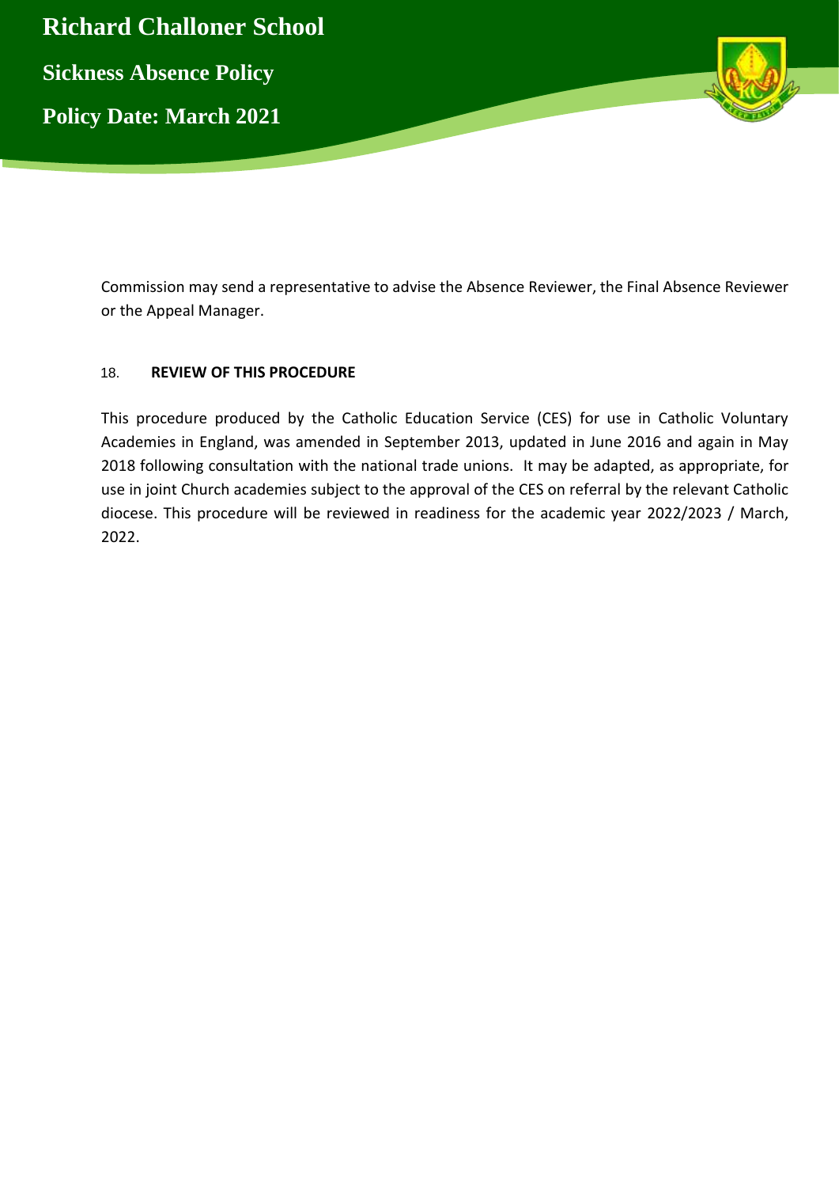Commission may send a representative to advise the Absence Reviewer, the Final Absence Reviewer or the Appeal Manager.

## 18. REVIEW OF THIS PROCEDURE

This procedure produced by the Catholic Education Service (CES) for use in Catholic Voluntary Academies in England, was amended in September 2013, updated in June 2016 and again in May 2018 following consultation with the national trade unions. It may be adapted, as appropriate, for use in joint Church academies subject to the approval of the CES on referral by the relevant Catholic diocese. This procedure will be reviewed in readiness for the academic year 2022/2023 / March, 2022.